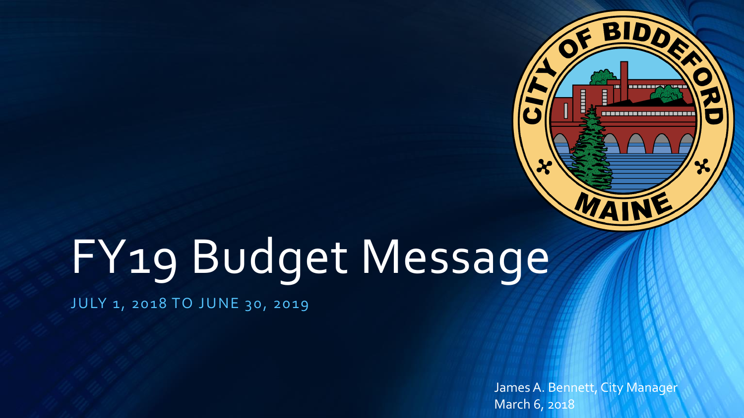# FY19 Budget Message

JULY 1, 2018 TO JUNE 30, 2019

James A. Bennett, City Manager
March 6, 2018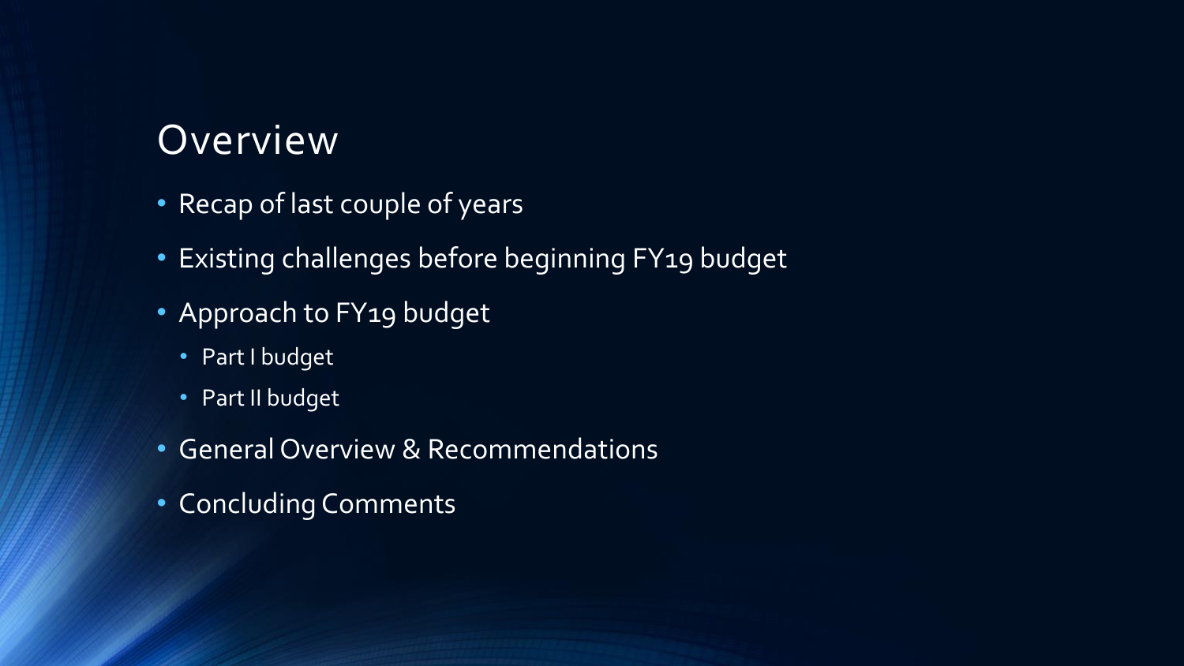# Overview

- Recap of last couple of years
- Existing challenges before beginning FY19 budget
- Approach to FY19 budget
  - Part I budget
  - Part II budget
- General Overview & Recommendations
- Concluding Comments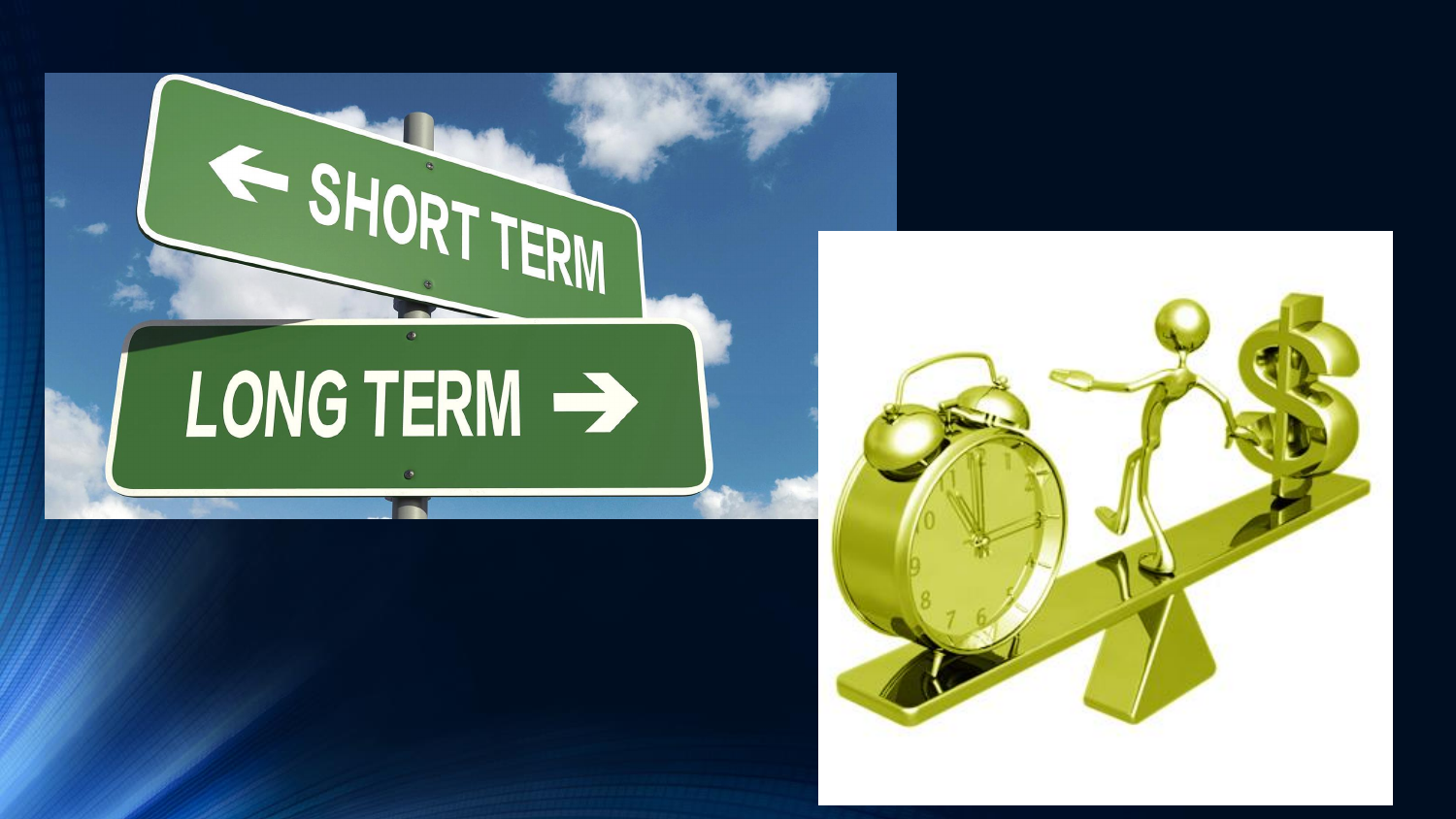← SHORT TERM

LONG TERM →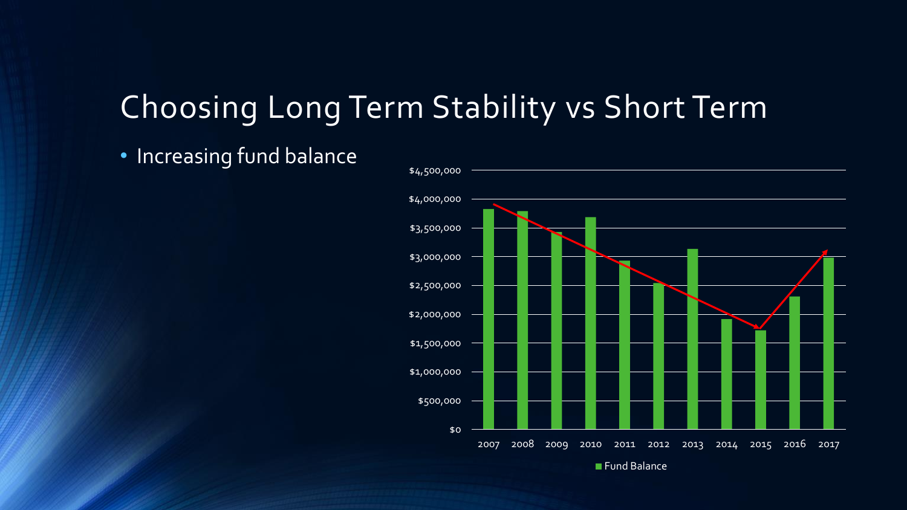# Choosing Long Term Stability vs Short Term

- Increasing fund balance

$4,500,000
$4,000,000
$3,500,000
$3,000,000
$2,500,000
$2,000,000
$1,500,000
$1,000,000
$500,000
$0

2007 2008 2009 2010 2011 2012 2013 2014 2015 2016 2017

Fund Balance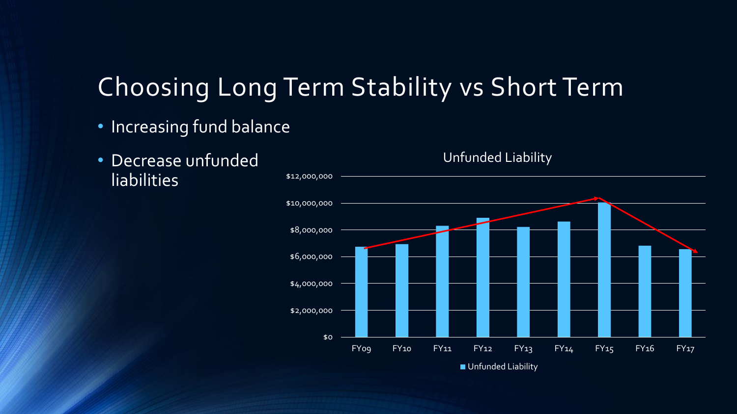# Choosing Long Term Stability vs Short Term

- Increasing fund balance
- Decrease unfunded liabilities

Unfunded Liability

$12,000,000
$10,000,000
$8,000,000
$6,000,000
$4,000,000
$2,000,000
$0

FY09 FY10 FY11 FY12 FY13 FY14 FY15 FY16 FY17

Unfunded Liability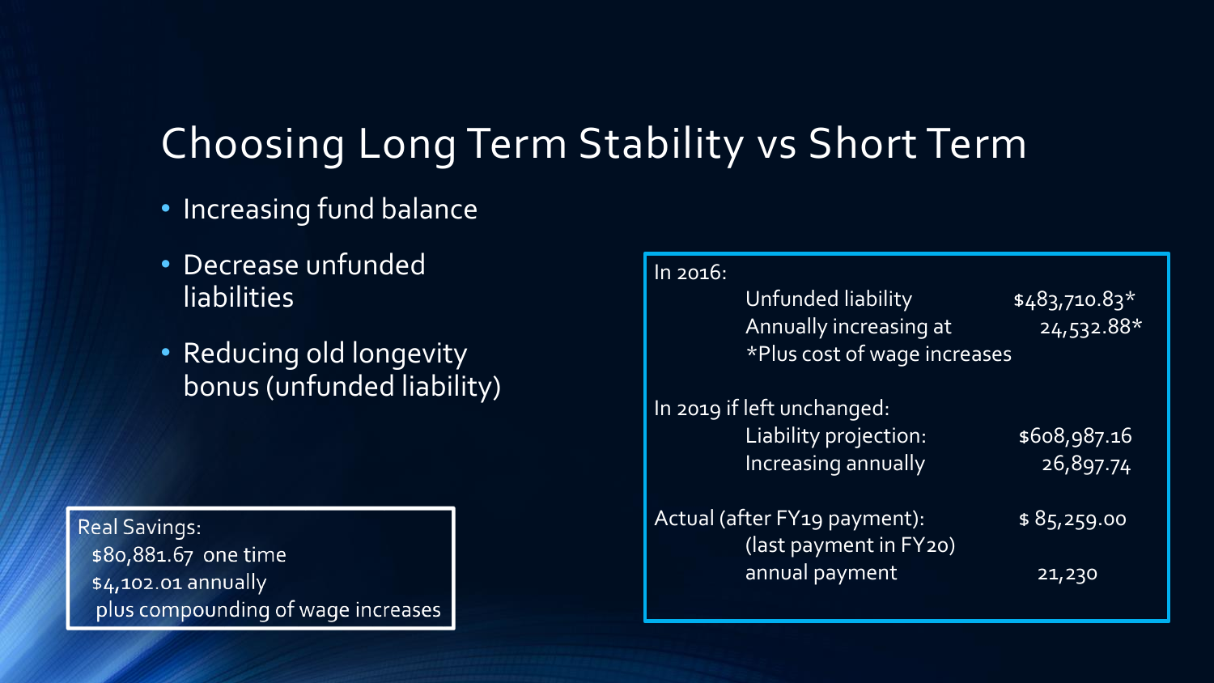# Choosing Long Term Stability vs Short Term

- Increasing fund balance
- Decrease unfunded liabilities
- Reducing old longevity bonus (unfunded liability)

Real Savings:
$80,881.67 one time
$4,102.01 annually
plus compounding of wage increases

In 2016:

| | |
|---|---|
| Unfunded liability | $483,710.83* |
| Annually increasing at | 24,532.88* |
| *Plus cost of wage increases | |

In 2019 if left unchanged:

| | |
|---|---|
| Liability projection: | $608,987.16 |
| Increasing annually | 26,897.74 |

| | |
|---|---|
| Actual (after FY19 payment): | $ 85,259.00 |
| (last payment in FY20) | |
| annual payment | 21,230 |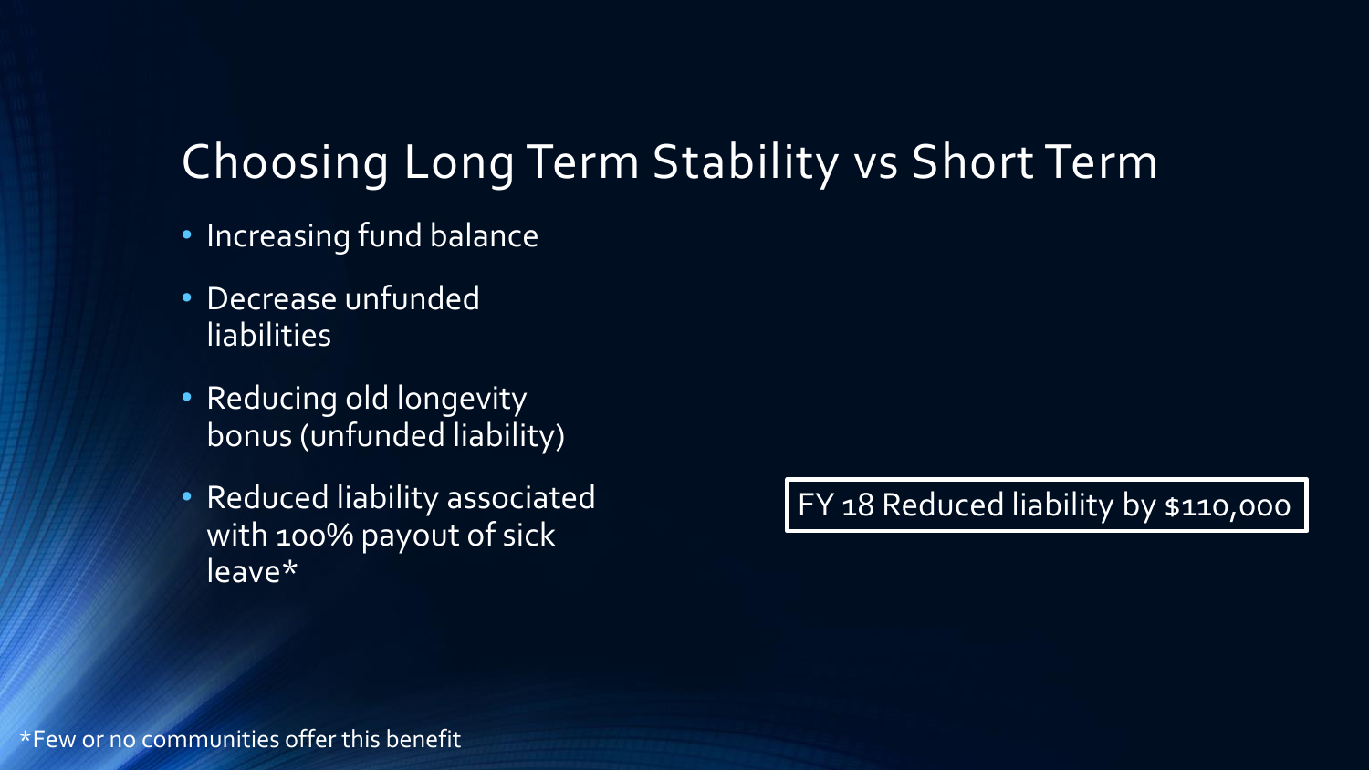# Choosing Long Term Stability vs Short Term

- Increasing fund balance
- Decrease unfunded liabilities
- Reducing old longevity bonus (unfunded liability)
- Reduced liability associated with 100% payout of sick leave*

FY 18 Reduced liability by $110,000

*Few or no communities offer this benefit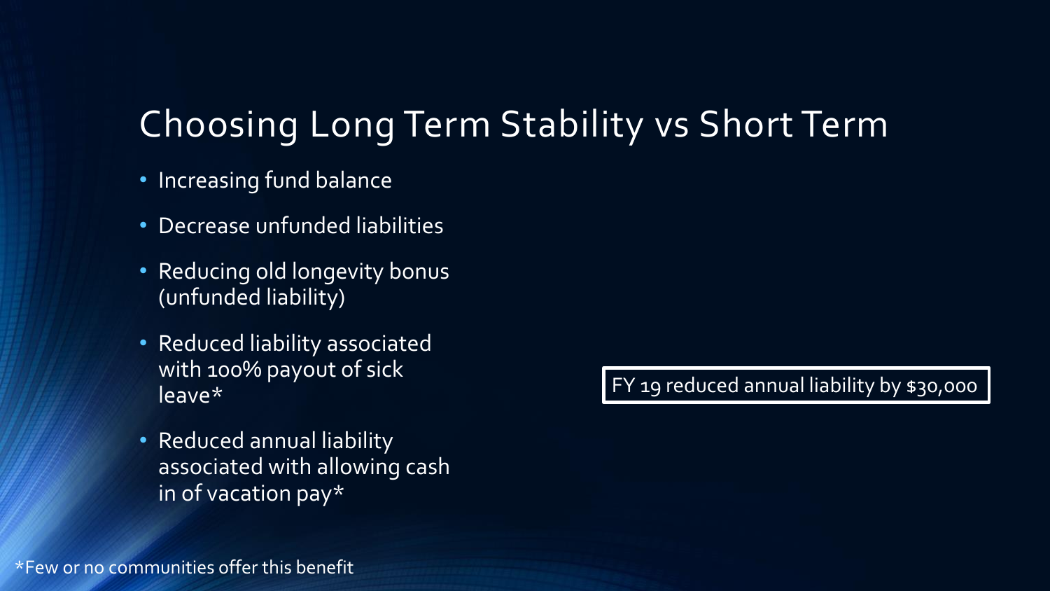# Choosing Long Term Stability vs Short Term

- Increasing fund balance
- Decrease unfunded liabilities
- Reducing old longevity bonus (unfunded liability)
- Reduced liability associated with 100% payout of sick leave*
- Reduced annual liability associated with allowing cash in of vacation pay*

FY 19 reduced annual liability by $30,000

*Few or no communities offer this benefit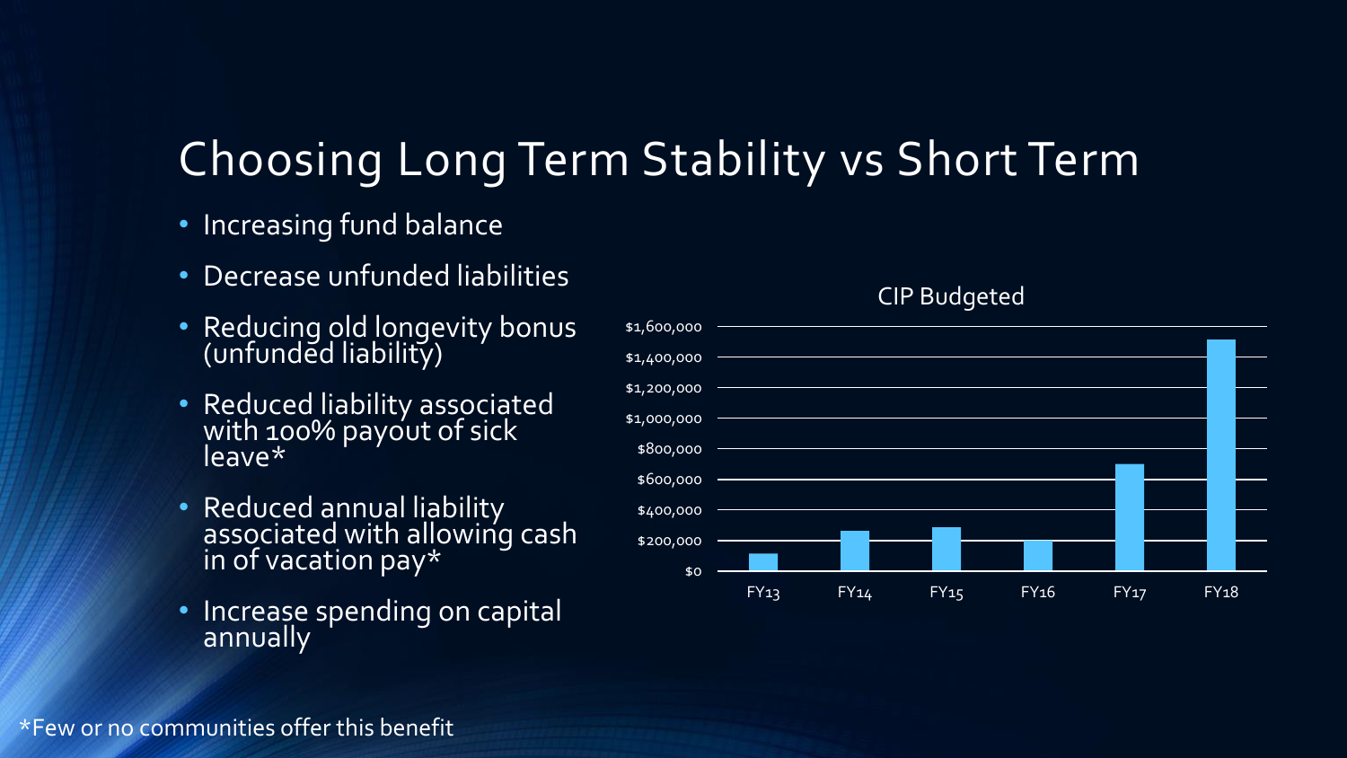# Choosing Long Term Stability vs Short Term

- Increasing fund balance
- Decrease unfunded liabilities
- Reducing old longevity bonus (unfunded liability)
- Reduced liability associated with 100% payout of sick leave*
- Reduced annual liability associated with allowing cash in of vacation pay*
- Increase spending on capital annually

CIP Budgeted

| Fiscal Year | CIP Budgeted (approx.) |
| --- | --- |
| FY13 | ~$115,000 |
| FY14 | ~$265,000 |
| FY15 | ~$290,000 |
| FY16 | ~$200,000 |
| FY17 | ~$700,000 |
| FY18 | ~$1,510,000 |

*Few or no communities offer this benefit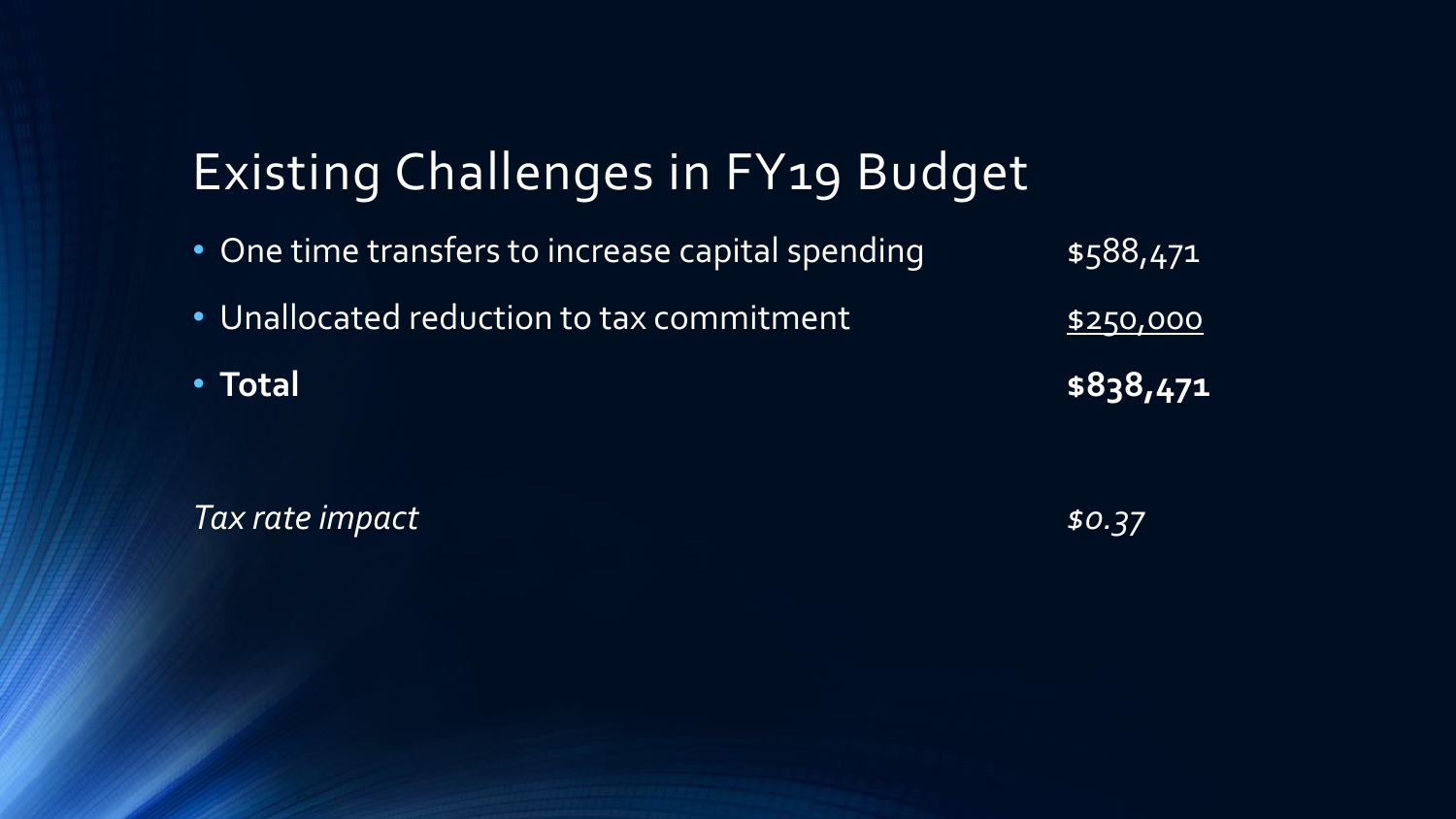# Existing Challenges in FY19 Budget

- One time transfers to increase capital spending $588,471
- Unallocated reduction to tax commitment $250,000
- **Total** **$838,471**

*Tax rate impact* *$0.37*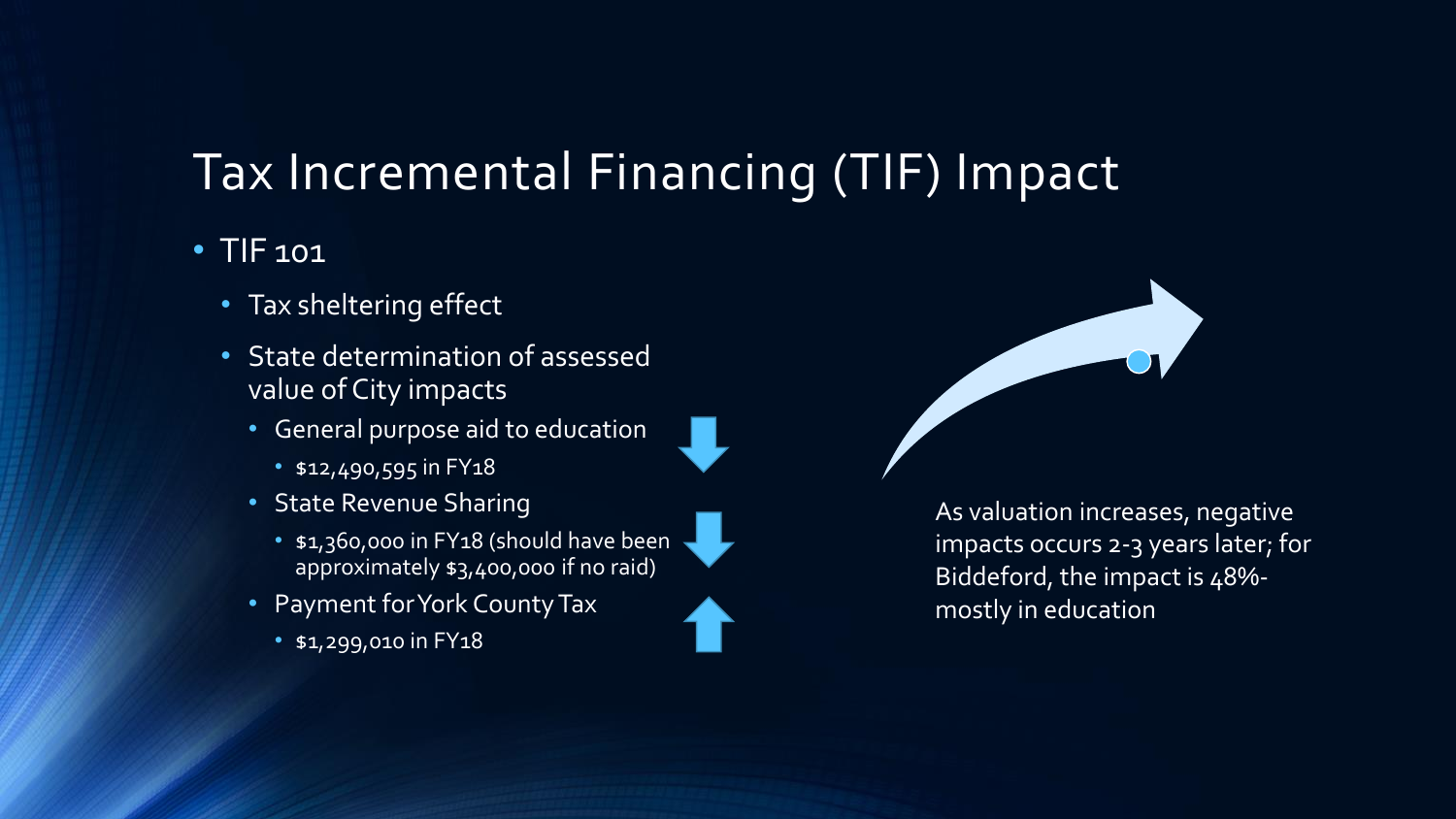# Tax Incremental Financing (TIF) Impact

- TIF 101
  - Tax sheltering effect
  - State determination of assessed value of City impacts
    - General purpose aid to education
      - $12,490,595 in FY18
    - State Revenue Sharing
      - $1,360,000 in FY18 (should have been approximately $3,400,000 if no raid)
    - Payment for York County Tax
      - $1,299,010 in FY18

As valuation increases, negative impacts occurs 2-3 years later; for Biddeford, the impact is 48%- mostly in education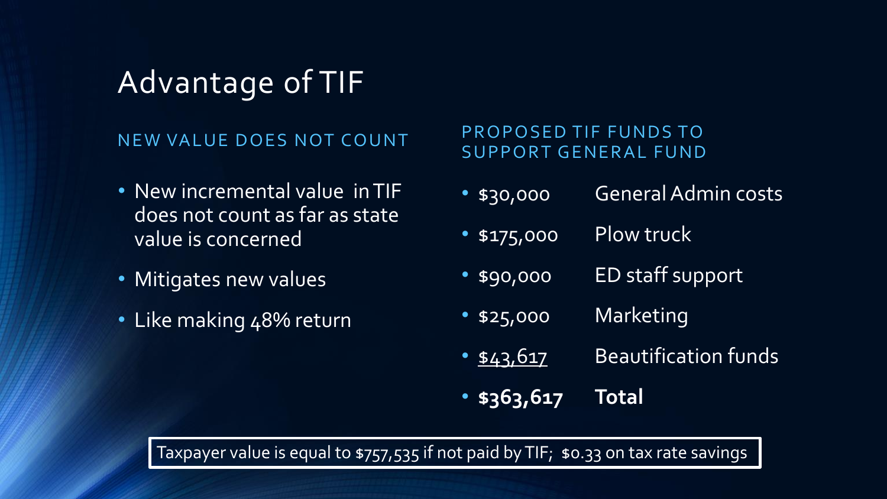# Advantage of TIF

## NEW VALUE DOES NOT COUNT

- New incremental value in TIF does not count as far as state value is concerned
- Mitigates new values
- Like making 48% return

## PROPOSED TIF FUNDS TO SUPPORT GENERAL FUND

- $30,000 General Admin costs
- $175,000 Plow truck
- $90,000 ED staff support
- $25,000 Marketing
- $43,617 Beautification funds
- **$363,617 Total**

Taxpayer value is equal to $757,535 if not paid by TIF; $0.33 on tax rate savings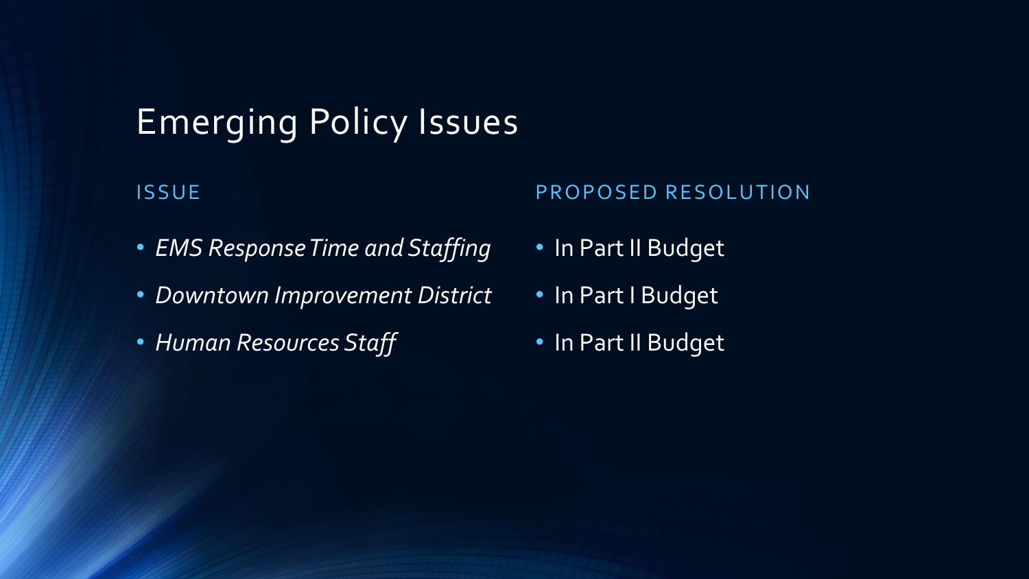# Emerging Policy Issues

| ISSUE | PROPOSED RESOLUTION |
| --- | --- |
| *EMS Response Time and Staffing* | In Part II Budget |
| *Downtown Improvement District* | In Part I Budget |
| *Human Resources Staff* | In Part II Budget |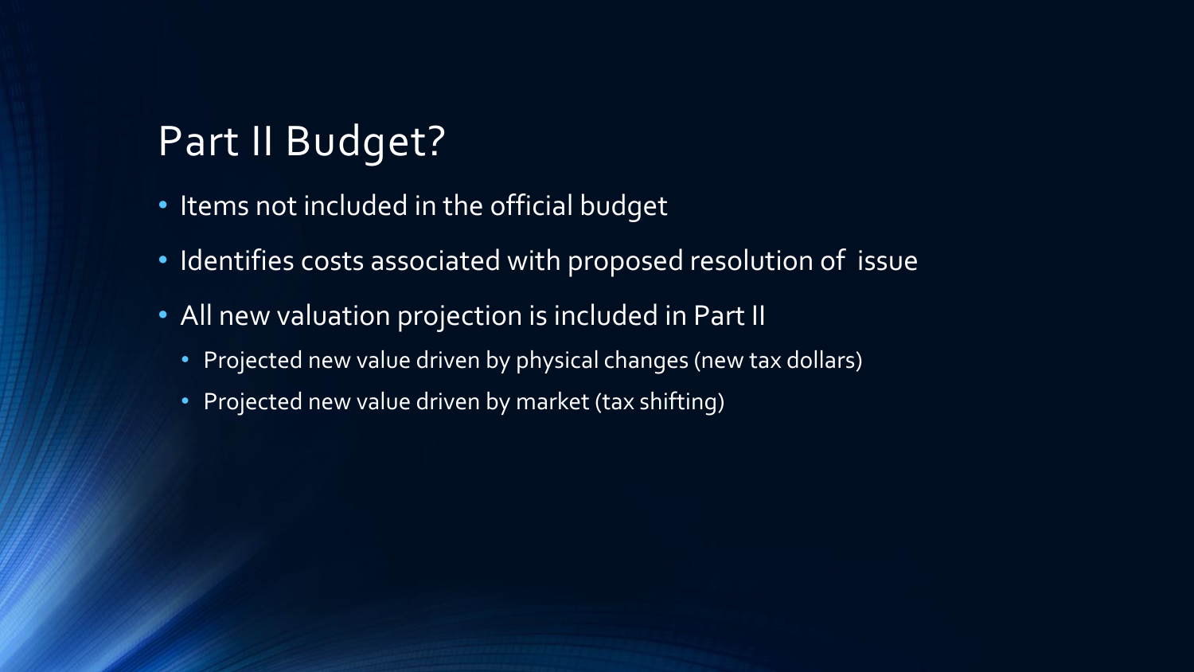# Part II Budget?

- Items not included in the official budget
- Identifies costs associated with proposed resolution of issue
- All new valuation projection is included in Part II
  - Projected new value driven by physical changes (new tax dollars)
  - Projected new value driven by market (tax shifting)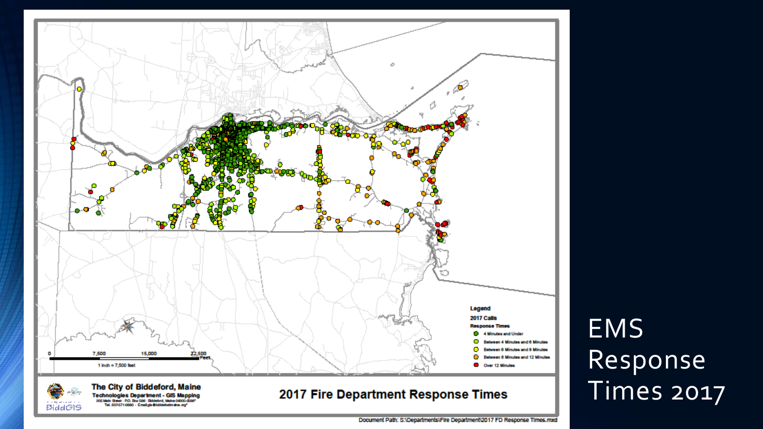# EMS Response Times 2017

**Legend**

**2017 Calls**

**Response Times**

- 4 Minutes and Under
- Between 4 Minutes and 6 Minutes
- Between 6 Minutes and 8 Minutes
- Between 8 Minutes and 12 Minutes
- Over 12 Minutes

0 7,500 15,000 22,500 Feet

1 inch = 7,500 feet

**The City of Biddeford, Maine**
**Technologies Department - GIS Mapping**

BiddGIS

## 2017 Fire Department Response Times

Document Path: S:\Departments\Fire Department\2017 FD Response Times.mxd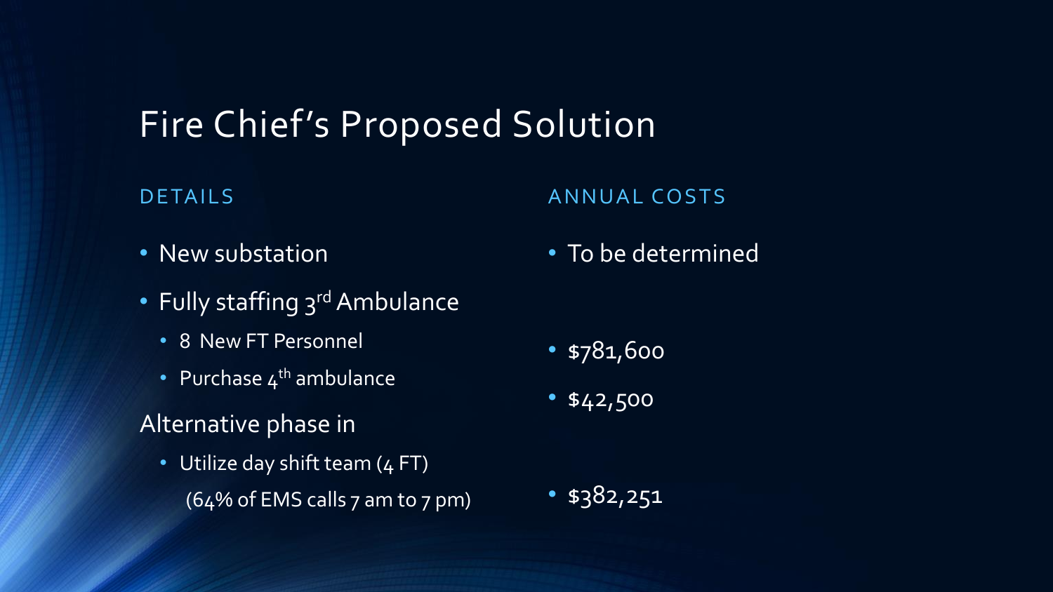# Fire Chief's Proposed Solution

| DETAILS | ANNUAL COSTS |
| --- | --- |
| New substation | To be determined |
| Fully staffing 3rd Ambulance | |
| 8 New FT Personnel | $781,600 |
| Purchase 4th ambulance | $42,500 |
| **Alternative phase in** | |
| Utilize day shift team (4 FT) (64% of EMS calls 7 am to 7 pm) | $382,251 |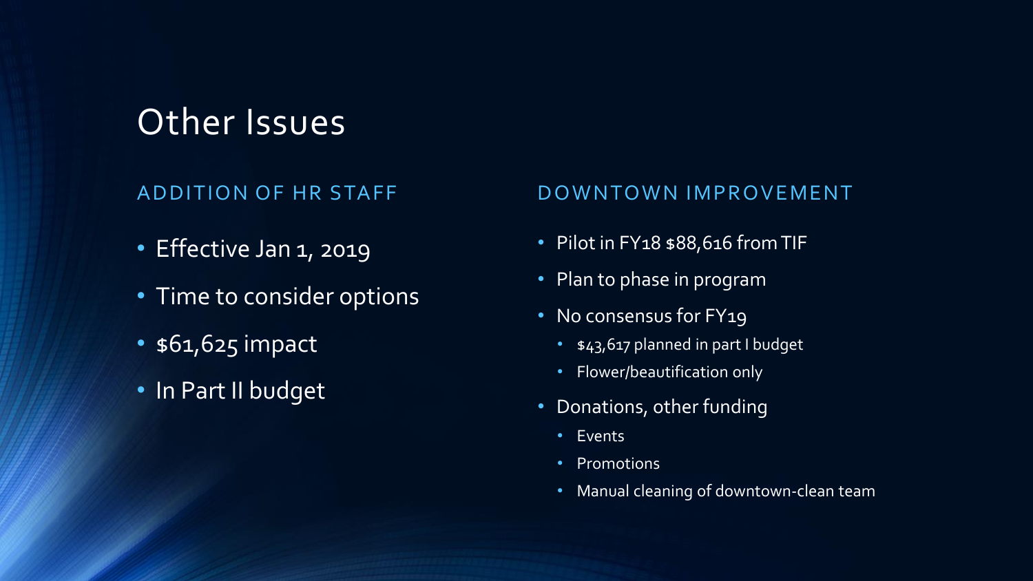# Other Issues

## ADDITION OF HR STAFF

- Effective Jan 1, 2019
- Time to consider options
- $61,625 impact
- In Part II budget

## DOWNTOWN IMPROVEMENT

- Pilot in FY18 $88,616 from TIF
- Plan to phase in program
- No consensus for FY19
  - $43,617 planned in part I budget
  - Flower/beautification only
- Donations, other funding
  - Events
  - Promotions
  - Manual cleaning of downtown-clean team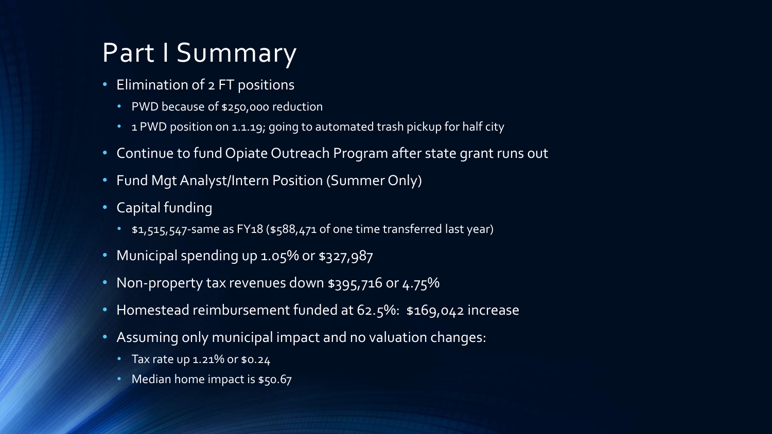# Part I Summary

- Elimination of 2 FT positions
  - PWD because of $250,000 reduction
  - 1 PWD position on 1.1.19; going to automated trash pickup for half city
- Continue to fund Opiate Outreach Program after state grant runs out
- Fund Mgt Analyst/Intern Position (Summer Only)
- Capital funding
  - $1,515,547-same as FY18 ($588,471 of one time transferred last year)
- Municipal spending up 1.05% or $327,987
- Non-property tax revenues down $395,716 or 4.75%
- Homestead reimbursement funded at 62.5%: $169,042 increase
- Assuming only municipal impact and no valuation changes:
  - Tax rate up 1.21% or $0.24
  - Median home impact is $50.67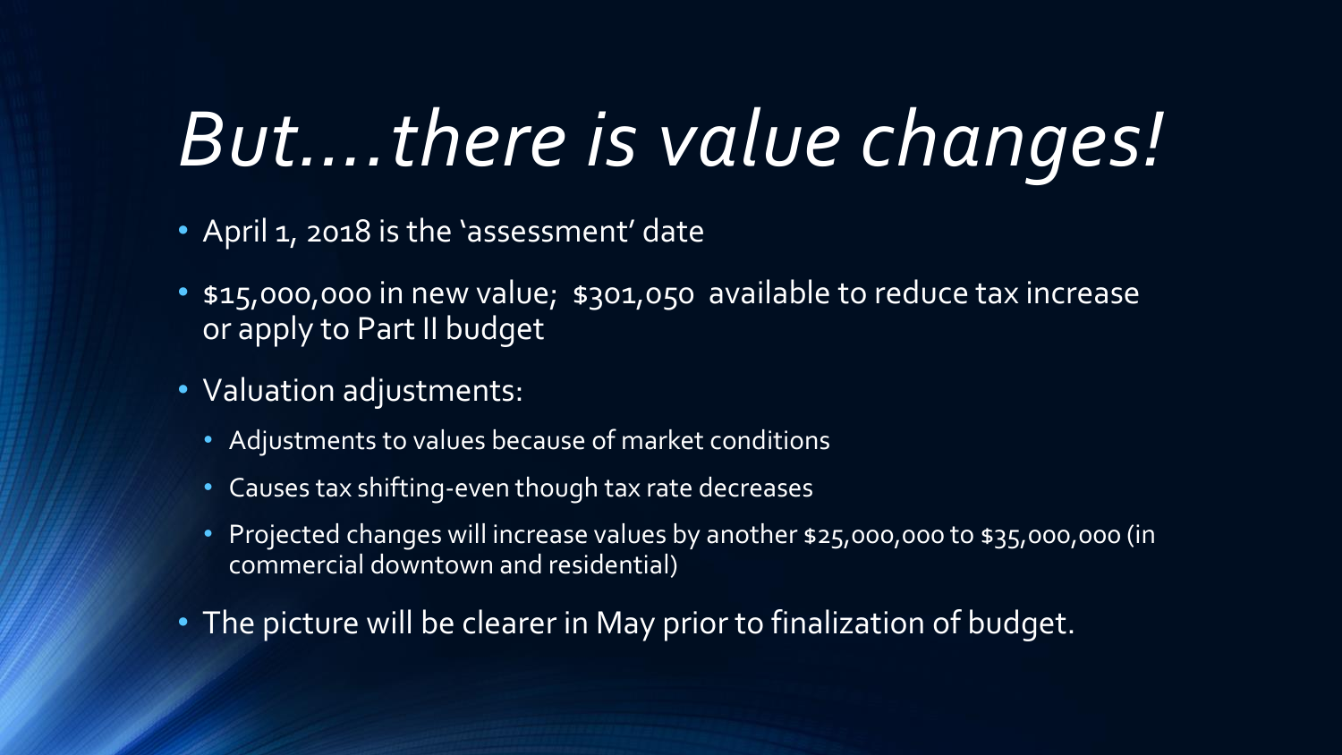# *But....there is value changes!*

- April 1, 2018 is the 'assessment' date
- $15,000,000 in new value;  $301,050  available to reduce tax increase or apply to Part II budget
- Valuation adjustments:
  - Adjustments to values because of market conditions
  - Causes tax shifting-even though tax rate decreases
  - Projected changes will increase values by another $25,000,000 to $35,000,000 (in commercial downtown and residential)
- The picture will be clearer in May prior to finalization of budget.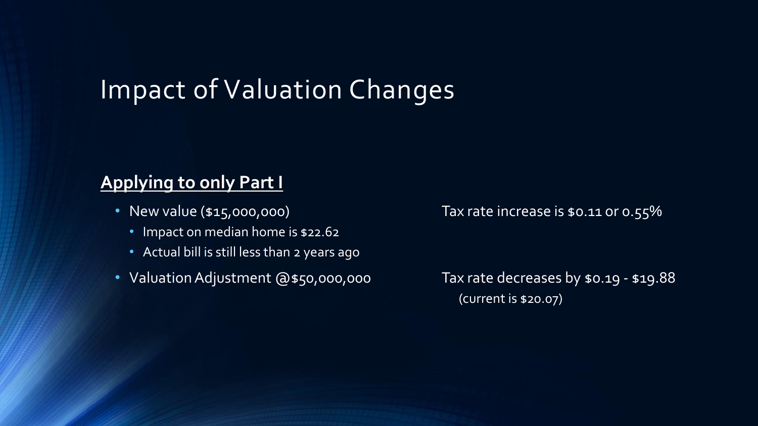# Impact of Valuation Changes

**Applying to only Part I**

- New value ($15,000,000)
  - Impact on median home is $22.62
  - Actual bill is still less than 2 years ago

Tax rate increase is $0.11 or 0.55%

- Valuation Adjustment @$50,000,000

Tax rate decreases by $0.19 - $19.88
(current is $20.07)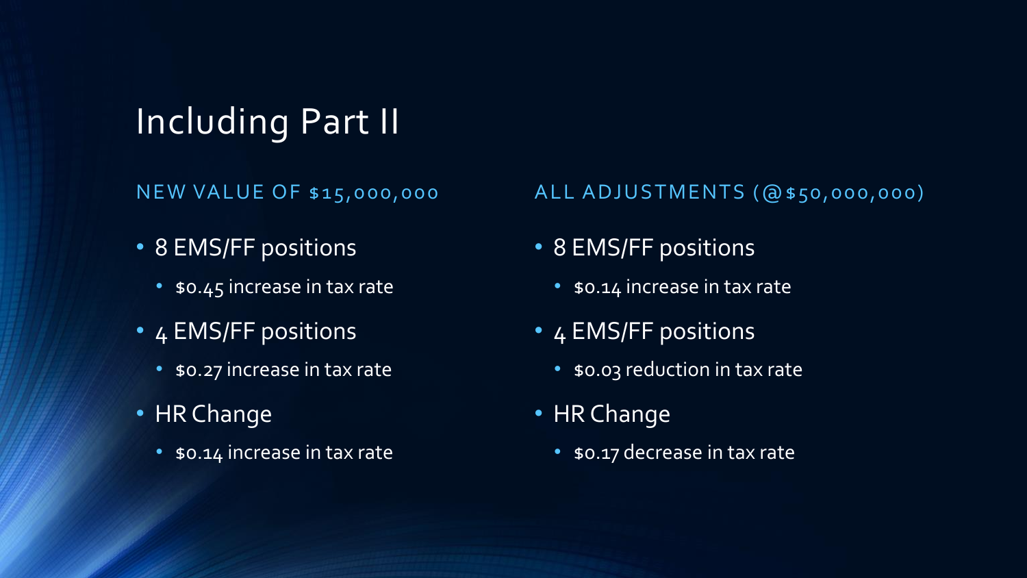# Including Part II

### NEW VALUE OF $15,000,000

- 8 EMS/FF positions
  - $0.45 increase in tax rate
- 4 EMS/FF positions
  - $0.27 increase in tax rate
- HR Change
  - $0.14 increase in tax rate

### ALL ADJUSTMENTS (@$50,000,000)

- 8 EMS/FF positions
  - $0.14 increase in tax rate
- 4 EMS/FF positions
  - $0.03 reduction in tax rate
- HR Change
  - $0.17 decrease in tax rate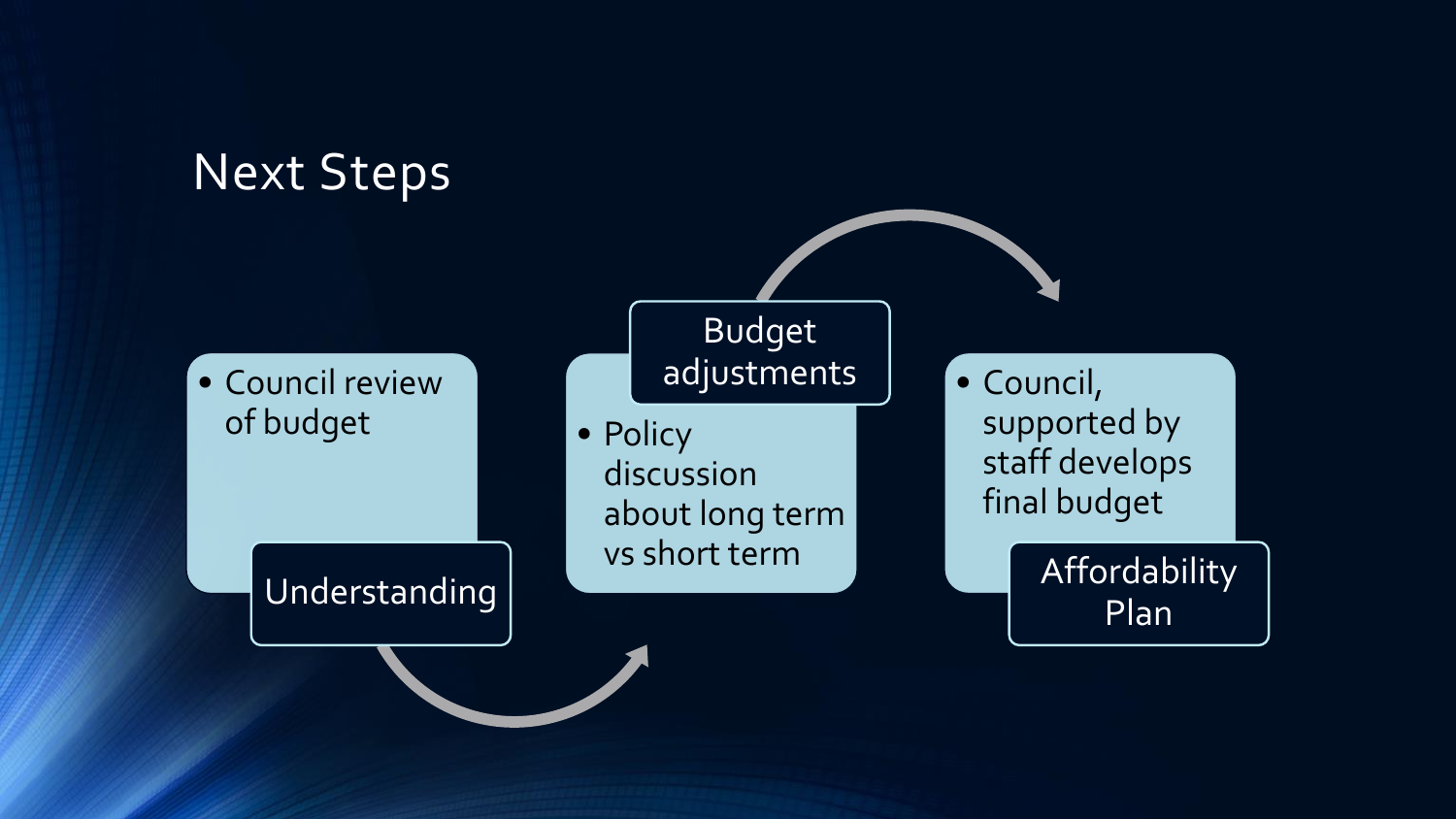# Next Steps

- Council review of budget

Understanding

Budget adjustments

- Policy discussion about long term vs short term

- Council, supported by staff develops final budget

Affordability Plan